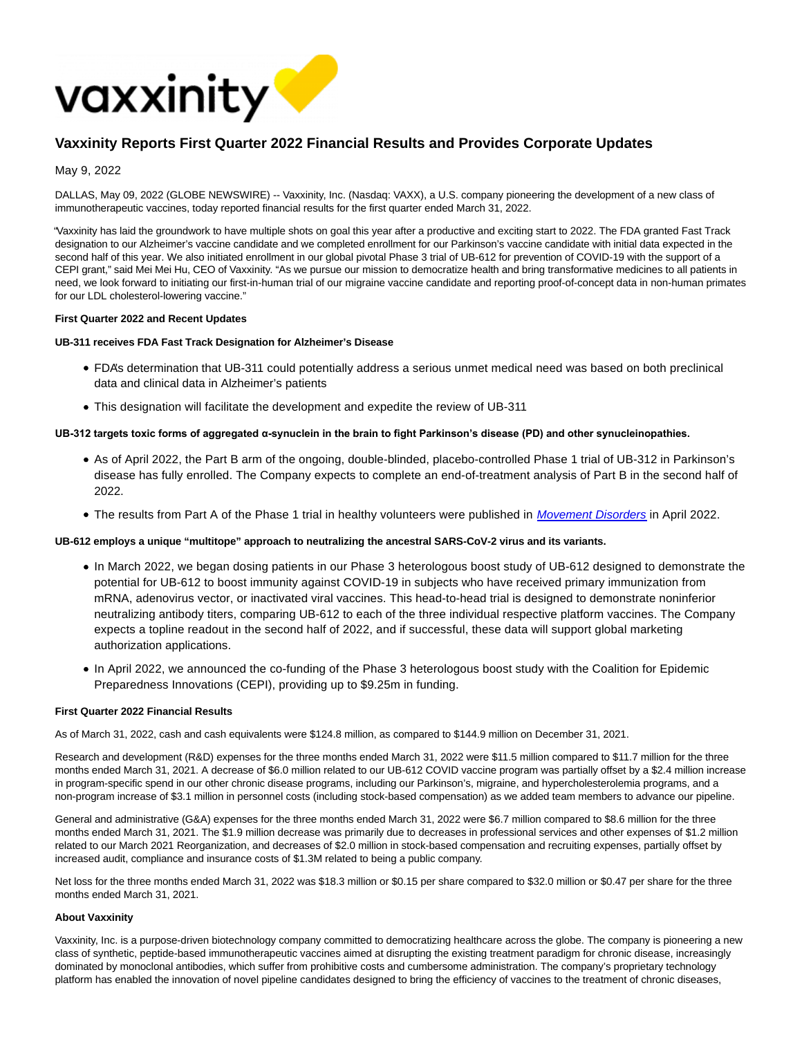vaxxinity

# Vaxxinity Reports First Quarter 2022 Financial Results and Provides Corporate Updates

May 9, 2022

DALLAS, May 09, 2022 (GLOBE NEWSWIRE) -- Vaxxinity, Inc. (Nasdaq: VAXX), a U.S. company pioneering the development of a new class of immunotherapeutic vaccines, today reported financial results for the first quarter ended March 31, 2022.

"Vaxxinity has laid the groundwork to have multiple shots on goal this year after a productive and exciting start to 2022. The FDA granted Fast Track designation to our Alzheimer's vaccine candidate and we completed enrollment for our Parkinson's vaccine candidate with initial data expected in the second half of this year. We also initiated enrollment in our global pivotal Phase 3 trial of UB-612 for prevention of COVID-19 with the support of a CEPI grant," said Mei Mei Hu, CEO of Vaxxinity. "As we pursue our mission to democratize health and bring transformative medicines to all patients in need, we look forward to initiating our first-in-human trial of our migraine vaccine candidate and reporting proof-of-concept data in non-human primates for our LDL cholesterol-lowering vaccine."

**First Quarter 2022 and Recent Updates**

**UB-311 receives FDA Fast Track Designation for Alzheimer's Disease**

- FDA's determination that UB-311 could potentially address a serious unmet medical need was based on both preclinical data and clinical data in Alzheimer's patients
- This designation will facilitate the development and expedite the review of UB-311

**UB-312 targets toxic forms of aggregated α-synuclein in the brain to fight Parkinson's disease (PD) and other synucleinopathies.**

- As of April 2022, the Part B arm of the ongoing, double-blinded, placebo-controlled Phase 1 trial of UB-312 in Parkinson's disease has fully enrolled. The Company expects to complete an end-of-treatment analysis of Part B in the second half of 2022.
- The results from Part A of the Phase 1 trial in healthy volunteers were published in *Movement Disorders* in April 2022.

**UB-612 employs a unique "multitope" approach to neutralizing the ancestral SARS-CoV-2 virus and its variants.**

- In March 2022, we began dosing patients in our Phase 3 heterologous boost study of UB-612 designed to demonstrate the potential for UB-612 to boost immunity against COVID-19 in subjects who have received primary immunization from mRNA, adenovirus vector, or inactivated viral vaccines. This head-to-head trial is designed to demonstrate noninferior neutralizing antibody titers, comparing UB-612 to each of the three individual respective platform vaccines. The Company expects a topline readout in the second half of 2022, and if successful, these data will support global marketing authorization applications.
- In April 2022, we announced the co-funding of the Phase 3 heterologous boost study with the Coalition for Epidemic Preparedness Innovations (CEPI), providing up to $9.25m in funding.

**First Quarter 2022 Financial Results**

As of March 31, 2022, cash and cash equivalents were $124.8 million, as compared to $144.9 million on December 31, 2021.

Research and development (R&D) expenses for the three months ended March 31, 2022 were $11.5 million compared to $11.7 million for the three months ended March 31, 2021. A decrease of $6.0 million related to our UB-612 COVID vaccine program was partially offset by a $2.4 million increase in program-specific spend in our other chronic disease programs, including our Parkinson's, migraine, and hypercholesterolemia programs, and a non-program increase of $3.1 million in personnel costs (including stock-based compensation) as we added team members to advance our pipeline.

General and administrative (G&A) expenses for the three months ended March 31, 2022 were $6.7 million compared to $8.6 million for the three months ended March 31, 2021. The $1.9 million decrease was primarily due to decreases in professional services and other expenses of $1.2 million related to our March 2021 Reorganization, and decreases of $2.0 million in stock-based compensation and recruiting expenses, partially offset by increased audit, compliance and insurance costs of $1.3M related to being a public company.

Net loss for the three months ended March 31, 2022 was $18.3 million or $0.15 per share compared to $32.0 million or $0.47 per share for the three months ended March 31, 2021.

**About Vaxxinity**

Vaxxinity, Inc. is a purpose-driven biotechnology company committed to democratizing healthcare across the globe. The company is pioneering a new class of synthetic, peptide-based immunotherapeutic vaccines aimed at disrupting the existing treatment paradigm for chronic disease, increasingly dominated by monoclonal antibodies, which suffer from prohibitive costs and cumbersome administration. The company's proprietary technology platform has enabled the innovation of novel pipeline candidates designed to bring the efficiency of vaccines to the treatment of chronic diseases,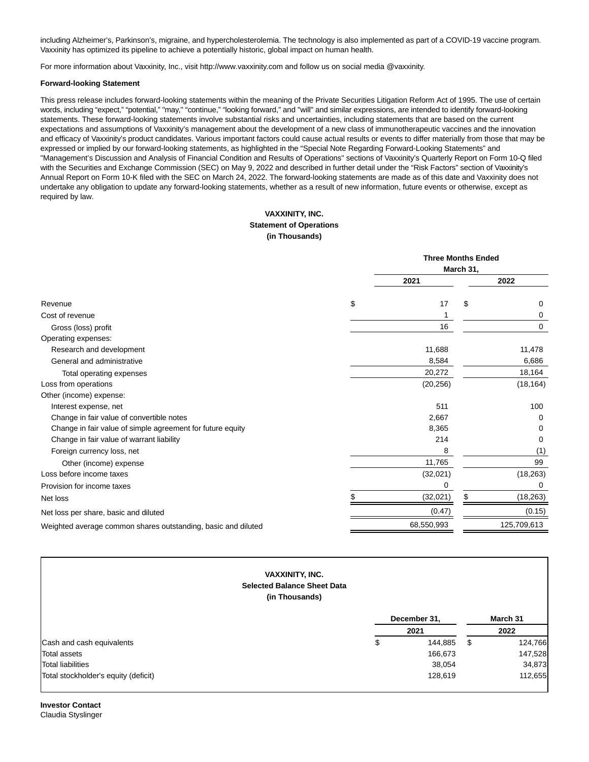including Alzheimer's, Parkinson's, migraine, and hypercholesterolemia. The technology is also implemented as part of a COVID-19 vaccine program. Vaxxinity has optimized its pipeline to achieve a potentially historic, global impact on human health.

For more information about Vaxxinity, Inc., visit http://www.vaxxinity.com and follow us on social media @vaxxinity.

**Forward-looking Statement**

This press release includes forward-looking statements within the meaning of the Private Securities Litigation Reform Act of 1995. The use of certain words, including "expect," "potential," "may," "continue," "looking forward," and "will" and similar expressions, are intended to identify forward-looking statements. These forward-looking statements involve substantial risks and uncertainties, including statements that are based on the current expectations and assumptions of Vaxxinity's management about the development of a new class of immunotherapeutic vaccines and the innovation and efficacy of Vaxxinity's product candidates. Various important factors could cause actual results or events to differ materially from those that may be expressed or implied by our forward-looking statements, as highlighted in the "Special Note Regarding Forward-Looking Statements" and "Management's Discussion and Analysis of Financial Condition and Results of Operations" sections of Vaxxinity's Quarterly Report on Form 10-Q filed with the Securities and Exchange Commission (SEC) on May 9, 2022 and described in further detail under the "Risk Factors" section of Vaxxinity's Annual Report on Form 10-K filed with the SEC on March 24, 2022. The forward-looking statements are made as of this date and Vaxxinity does not undertake any obligation to update any forward-looking statements, whether as a result of new information, future events or otherwise, except as required by law.

**VAXXINITY, INC.**
**Statement of Operations**
**(in Thousands)**

| | Three Months Ended March 31, | |
|---|---|---|
| | 2021 | 2022 |
| Revenue | $ 17 | $ 0 |
| Cost of revenue | 1 | 0 |
| Gross (loss) profit | 16 | 0 |
| Operating expenses: | | |
| Research and development | 11,688 | 11,478 |
| General and administrative | 8,584 | 6,686 |
| Total operating expenses | 20,272 | 18,164 |
| Loss from operations | (20,256) | (18,164) |
| Other (income) expense: | | |
| Interest expense, net | 511 | 100 |
| Change in fair value of convertible notes | 2,667 | 0 |
| Change in fair value of simple agreement for future equity | 8,365 | 0 |
| Change in fair value of warrant liability | 214 | 0 |
| Foreign currency loss, net | 8 | (1) |
| Other (income) expense | 11,765 | 99 |
| Loss before income taxes | (32,021) | (18,263) |
| Provision for income taxes | 0 | 0 |
| Net loss | $ (32,021) | $ (18,263) |
| Net loss per share, basic and diluted | (0.47) | (0.15) |
| Weighted average common shares outstanding, basic and diluted | 68,550,993 | 125,709,613 |

**VAXXINITY, INC.**
**Selected Balance Sheet Data**
**(in Thousands)**

| | December 31, 2021 | March 31 2022 |
|---|---|---|
| Cash and cash equivalents | $ 144,885 | $ 124,766 |
| Total assets | 166,673 | 147,528 |
| Total liabilities | 38,054 | 34,873 |
| Total stockholder's equity (deficit) | 128,619 | 112,655 |

**Investor Contact**
Claudia Styslinger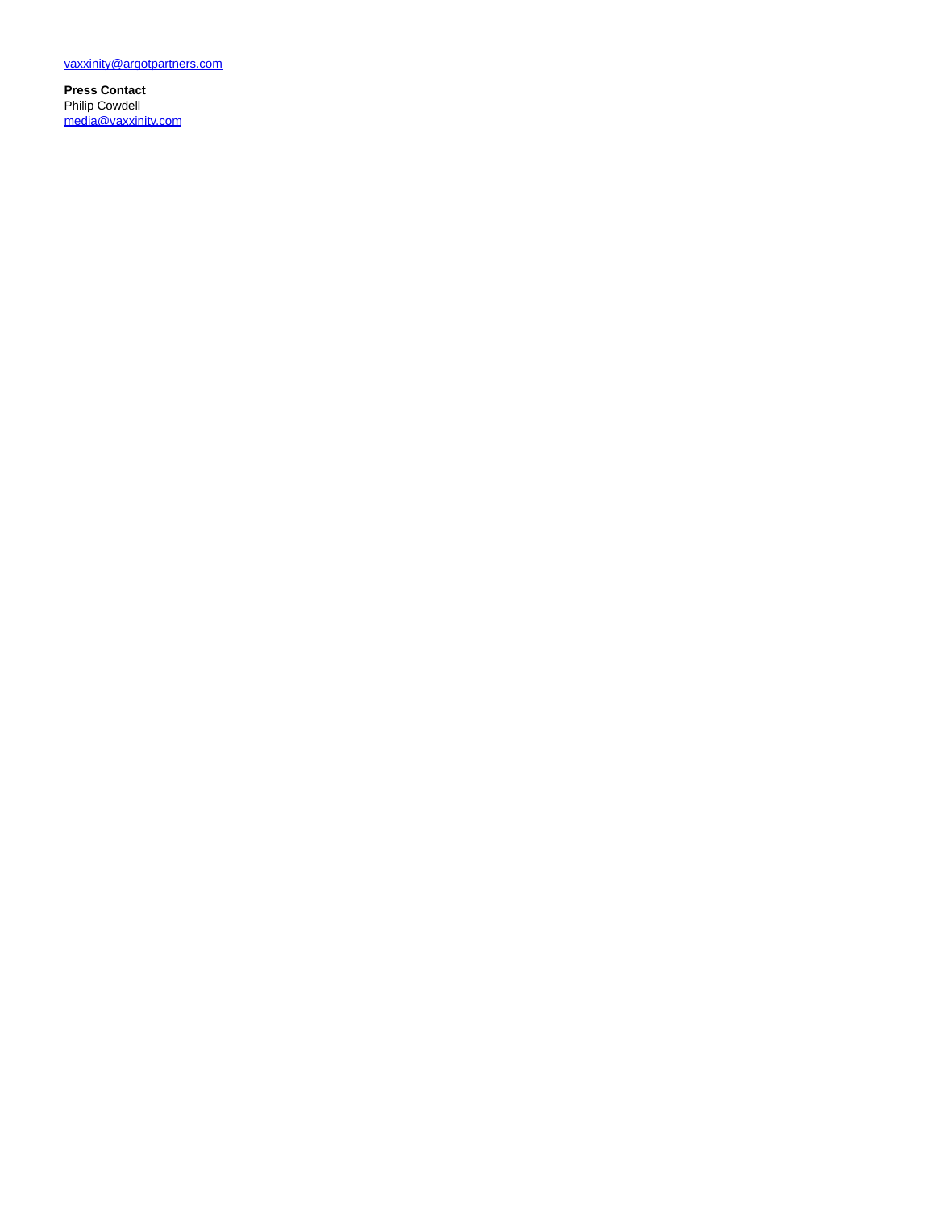[vaxxinity@argotpartners.com](mailto:vaxxinity@argotpartners.com)

**Press Contact**
Philip Cowdell
[media@vaxxinity.com](mailto:media@vaxxinity.com)